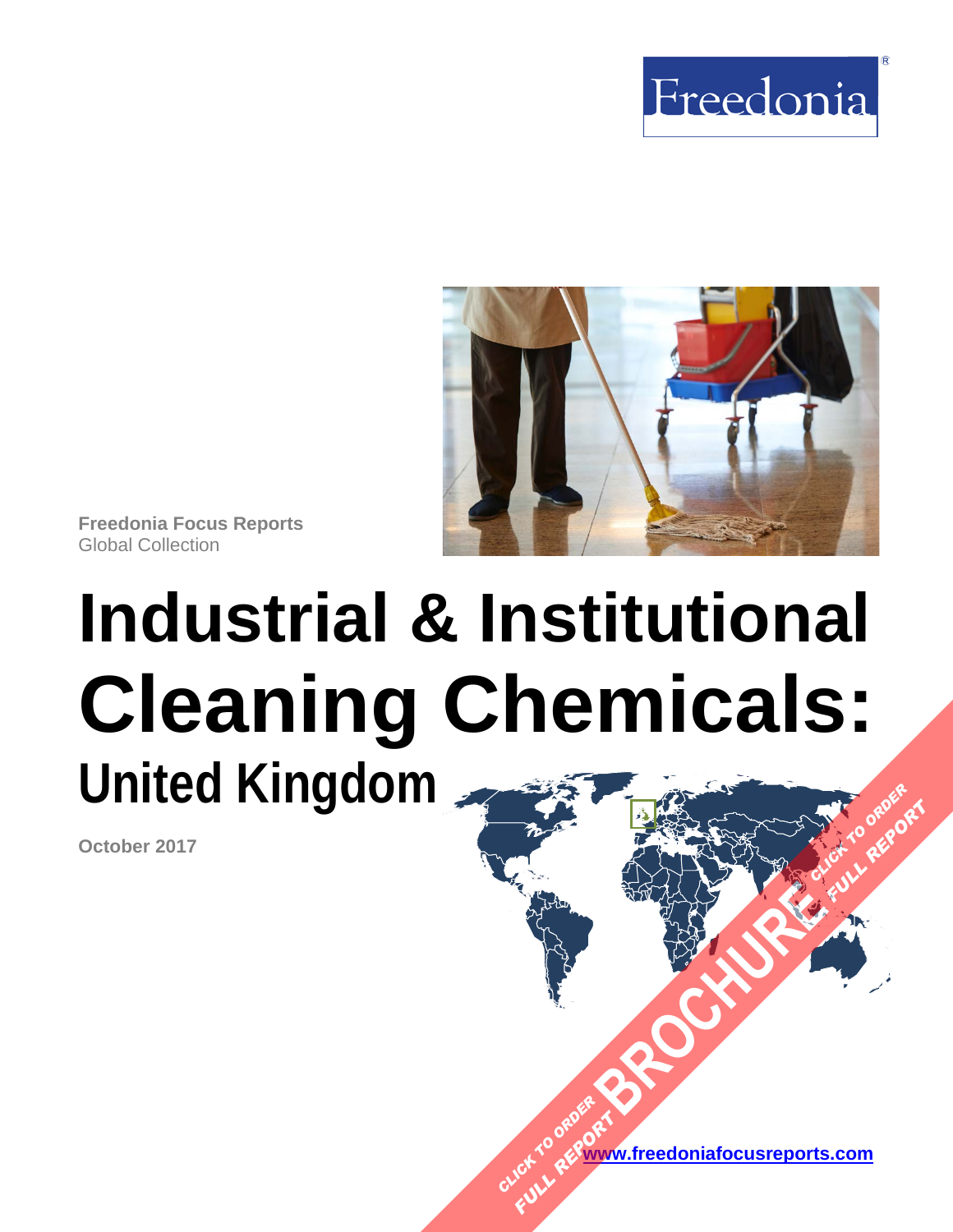Freedonia®

**Freedonia Focus Reports**
Global Collection

# Industrial & Institutional Cleaning Chemicals:

## United Kingdom

**October 2017**

CLICK TO ORDER FULL REPORT

BROCHURE

[www.freedoniafocusreports.com](http://www.freedoniafocusreports.com)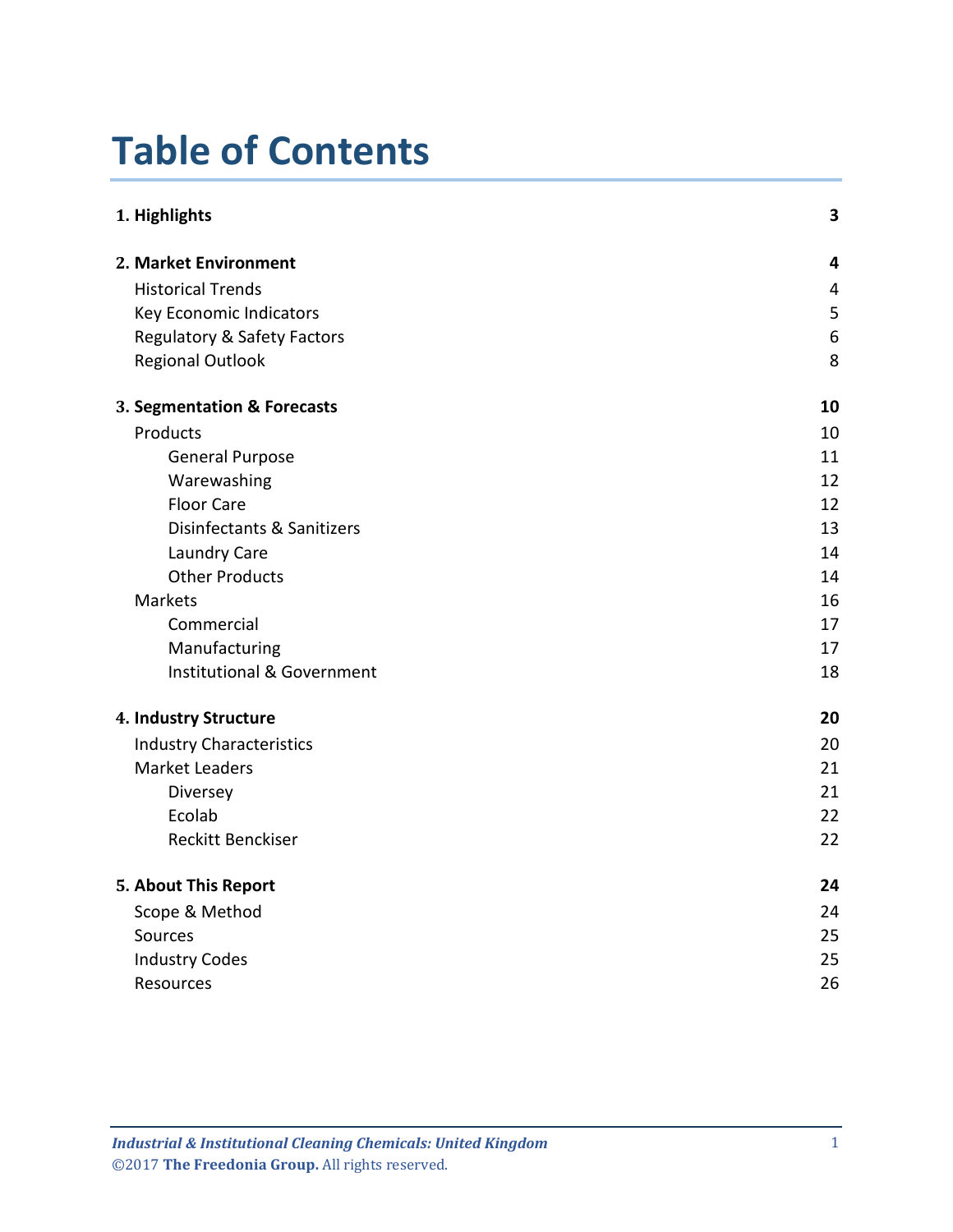# Table of Contents

| | |
|---|---|
| **1. Highlights** | **3** |
| **2. Market Environment** | **4** |
| Historical Trends | 4 |
| Key Economic Indicators | 5 |
| Regulatory & Safety Factors | 6 |
| Regional Outlook | 8 |
| **3. Segmentation & Forecasts** | **10** |
| Products | 10 |
| General Purpose | 11 |
| Warewashing | 12 |
| Floor Care | 12 |
| Disinfectants & Sanitizers | 13 |
| Laundry Care | 14 |
| Other Products | 14 |
| Markets | 16 |
| Commercial | 17 |
| Manufacturing | 17 |
| Institutional & Government | 18 |
| **4. Industry Structure** | **20** |
| Industry Characteristics | 20 |
| Market Leaders | 21 |
| Diversey | 21 |
| Ecolab | 22 |
| Reckitt Benckiser | 22 |
| **5. About This Report** | **24** |
| Scope & Method | 24 |
| Sources | 25 |
| Industry Codes | 25 |
| Resources | 26 |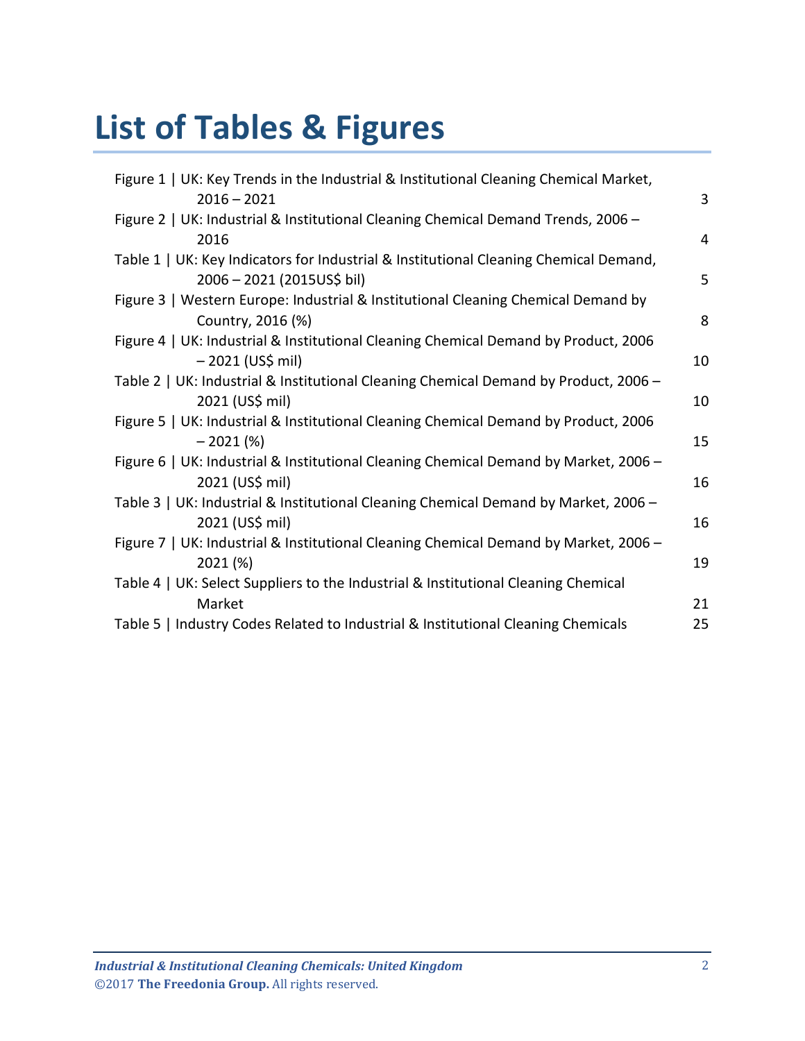# List of Tables & Figures

| | |
|---|---|
| Figure 1 \| UK: Key Trends in the Industrial & Institutional Cleaning Chemical Market, 2016 – 2021 | 3 |
| Figure 2 \| UK: Industrial & Institutional Cleaning Chemical Demand Trends, 2006 – 2016 | 4 |
| Table 1 \| UK: Key Indicators for Industrial & Institutional Cleaning Chemical Demand, 2006 – 2021 (2015US$ bil) | 5 |
| Figure 3 \| Western Europe: Industrial & Institutional Cleaning Chemical Demand by Country, 2016 (%) | 8 |
| Figure 4 \| UK: Industrial & Institutional Cleaning Chemical Demand by Product, 2006 – 2021 (US$ mil) | 10 |
| Table 2 \| UK: Industrial & Institutional Cleaning Chemical Demand by Product, 2006 – 2021 (US$ mil) | 10 |
| Figure 5 \| UK: Industrial & Institutional Cleaning Chemical Demand by Product, 2006 – 2021 (%) | 15 |
| Figure 6 \| UK: Industrial & Institutional Cleaning Chemical Demand by Market, 2006 – 2021 (US$ mil) | 16 |
| Table 3 \| UK: Industrial & Institutional Cleaning Chemical Demand by Market, 2006 – 2021 (US$ mil) | 16 |
| Figure 7 \| UK: Industrial & Institutional Cleaning Chemical Demand by Market, 2006 – 2021 (%) | 19 |
| Table 4 \| UK: Select Suppliers to the Industrial & Institutional Cleaning Chemical Market | 21 |
| Table 5 \| Industry Codes Related to Industrial & Institutional Cleaning Chemicals | 25 |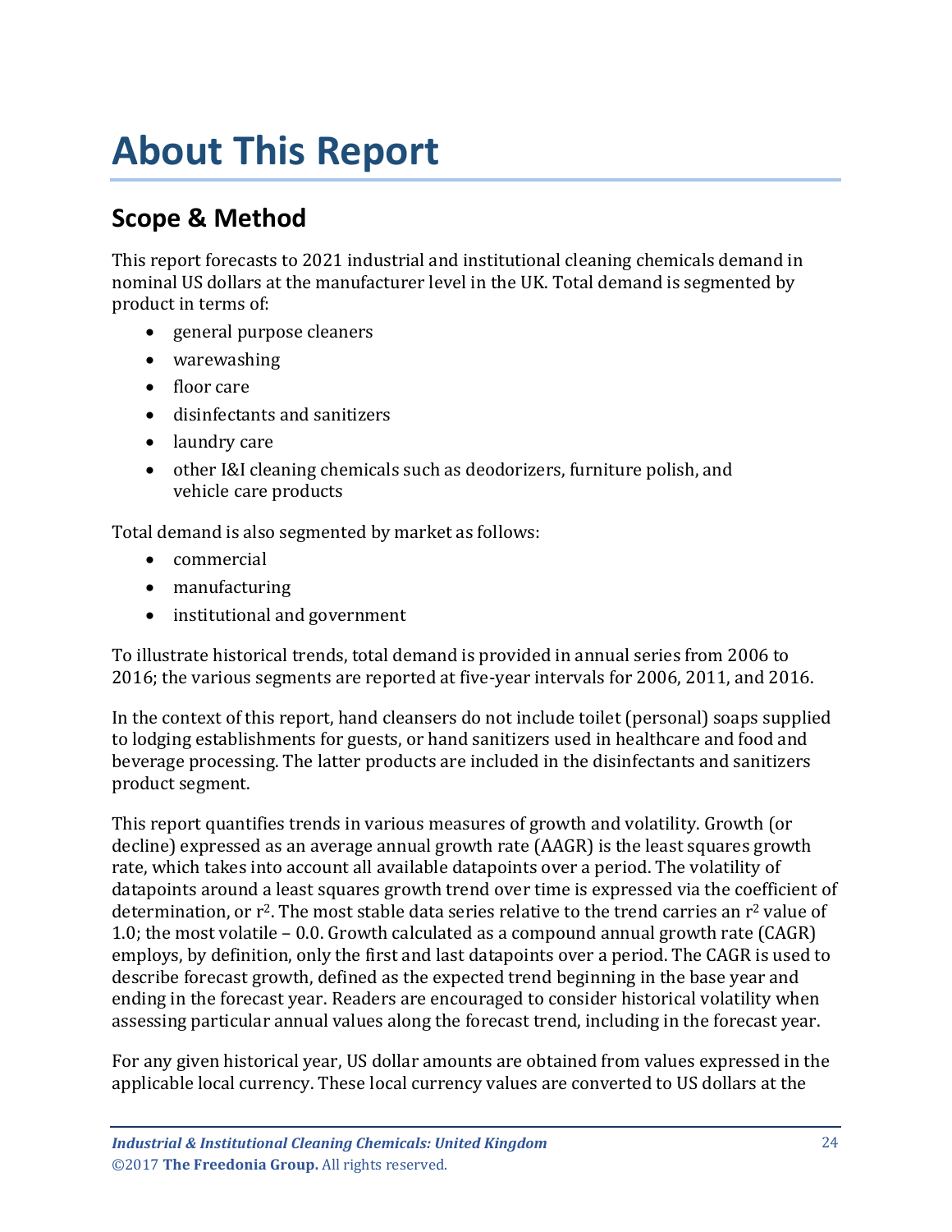# About This Report

## Scope & Method

This report forecasts to 2021 industrial and institutional cleaning chemicals demand in nominal US dollars at the manufacturer level in the UK. Total demand is segmented by product in terms of:

- general purpose cleaners
- warewashing
- floor care
- disinfectants and sanitizers
- laundry care
- other I&I cleaning chemicals such as deodorizers, furniture polish, and vehicle care products

Total demand is also segmented by market as follows:

- commercial
- manufacturing
- institutional and government

To illustrate historical trends, total demand is provided in annual series from 2006 to 2016; the various segments are reported at five-year intervals for 2006, 2011, and 2016.

In the context of this report, hand cleansers do not include toilet (personal) soaps supplied to lodging establishments for guests, or hand sanitizers used in healthcare and food and beverage processing. The latter products are included in the disinfectants and sanitizers product segment.

This report quantifies trends in various measures of growth and volatility. Growth (or decline) expressed as an average annual growth rate (AAGR) is the least squares growth rate, which takes into account all available datapoints over a period. The volatility of datapoints around a least squares growth trend over time is expressed via the coefficient of determination, or $r^2$. The most stable data series relative to the trend carries an $r^2$ value of 1.0; the most volatile – 0.0. Growth calculated as a compound annual growth rate (CAGR) employs, by definition, only the first and last datapoints over a period. The CAGR is used to describe forecast growth, defined as the expected trend beginning in the base year and ending in the forecast year. Readers are encouraged to consider historical volatility when assessing particular annual values along the forecast trend, including in the forecast year.

For any given historical year, US dollar amounts are obtained from values expressed in the applicable local currency. These local currency values are converted to US dollars at the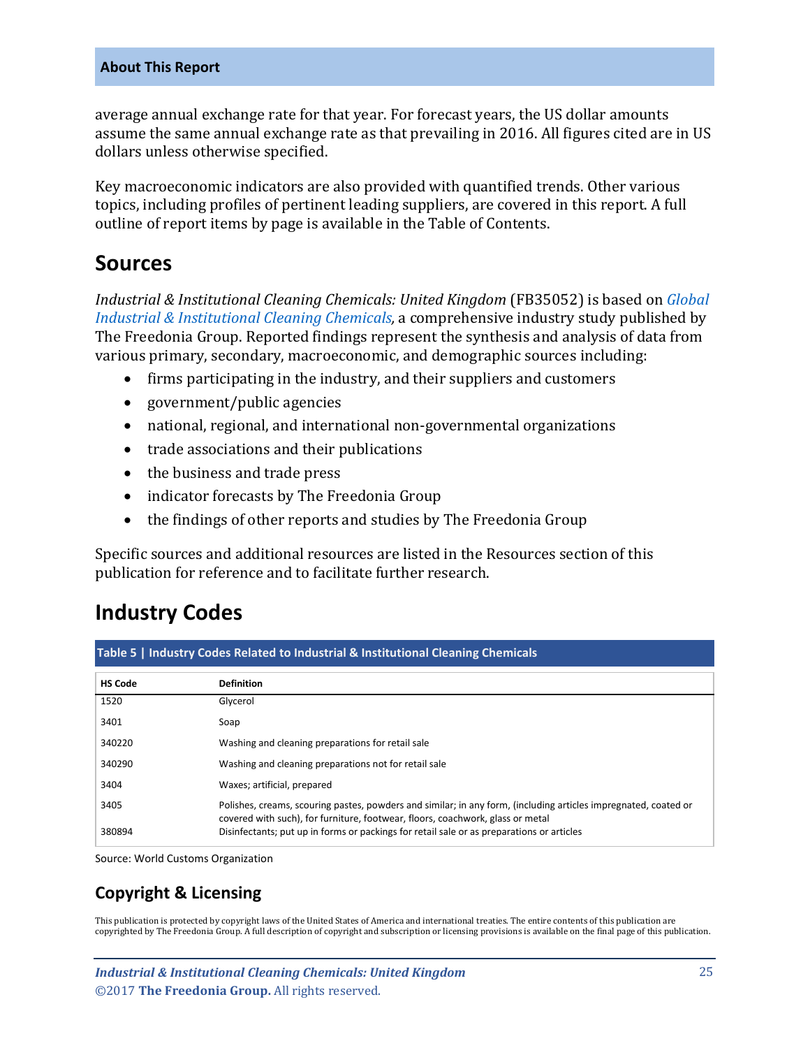average annual exchange rate for that year. For forecast years, the US dollar amounts assume the same annual exchange rate as that prevailing in 2016. All figures cited are in US dollars unless otherwise specified.

Key macroeconomic indicators are also provided with quantified trends. Other various topics, including profiles of pertinent leading suppliers, are covered in this report. A full outline of report items by page is available in the Table of Contents.

## Sources

*Industrial & Institutional Cleaning Chemicals: United Kingdom* (FB35052) is based on *Global Industrial & Institutional Cleaning Chemicals,* a comprehensive industry study published by The Freedonia Group. Reported findings represent the synthesis and analysis of data from various primary, secondary, macroeconomic, and demographic sources including:

- firms participating in the industry, and their suppliers and customers
- government/public agencies
- national, regional, and international non-governmental organizations
- trade associations and their publications
- the business and trade press
- indicator forecasts by The Freedonia Group
- the findings of other reports and studies by The Freedonia Group

Specific sources and additional resources are listed in the Resources section of this publication for reference and to facilitate further research.

## Industry Codes

**Table 5 | Industry Codes Related to Industrial & Institutional Cleaning Chemicals**

| HS Code | Definition |
|---|---|
| 1520 | Glycerol |
| 3401 | Soap |
| 340220 | Washing and cleaning preparations for retail sale |
| 340290 | Washing and cleaning preparations not for retail sale |
| 3404 | Waxes; artificial, prepared |
| 3405 | Polishes, creams, scouring pastes, powders and similar; in any form, (including articles impregnated, coated or covered with such), for furniture, footwear, floors, coachwork, glass or metal |
| 380894 | Disinfectants; put up in forms or packings for retail sale or as preparations or articles |

Source: World Customs Organization

### Copyright & Licensing

This publication is protected by copyright laws of the United States of America and international treaties. The entire contents of this publication are copyrighted by The Freedonia Group. A full description of copyright and subscription or licensing provisions is available on the final page of this publication.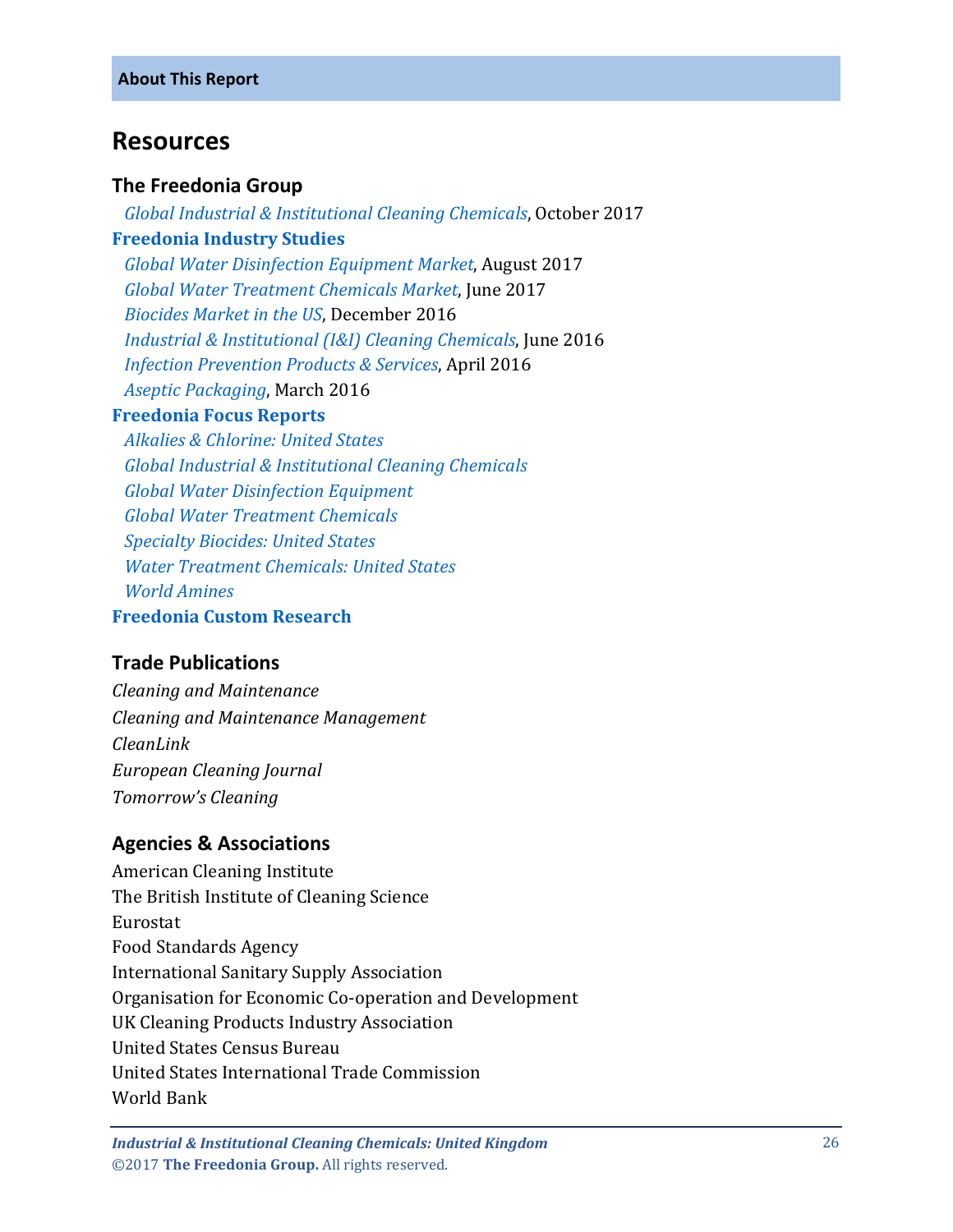## Resources

### The Freedonia Group

*Global Industrial & Institutional Cleaning Chemicals*, October 2017

**Freedonia Industry Studies**

*Global Water Disinfection Equipment Market*, August 2017
*Global Water Treatment Chemicals Market*, June 2017
*Biocides Market in the US*, December 2016
*Industrial & Institutional (I&I) Cleaning Chemicals*, June 2016
*Infection Prevention Products & Services*, April 2016
*Aseptic Packaging*, March 2016

**Freedonia Focus Reports**

*Alkalies & Chlorine: United States*
*Global Industrial & Institutional Cleaning Chemicals*
*Global Water Disinfection Equipment*
*Global Water Treatment Chemicals*
*Specialty Biocides: United States*
*Water Treatment Chemicals: United States*
*World Amines*

**Freedonia Custom Research**

### Trade Publications

*Cleaning and Maintenance*
*Cleaning and Maintenance Management*
*CleanLink*
*European Cleaning Journal*
*Tomorrow's Cleaning*

### Agencies & Associations

American Cleaning Institute
The British Institute of Cleaning Science
Eurostat
Food Standards Agency
International Sanitary Supply Association
Organisation for Economic Co-operation and Development
UK Cleaning Products Industry Association
United States Census Bureau
United States International Trade Commission
World Bank